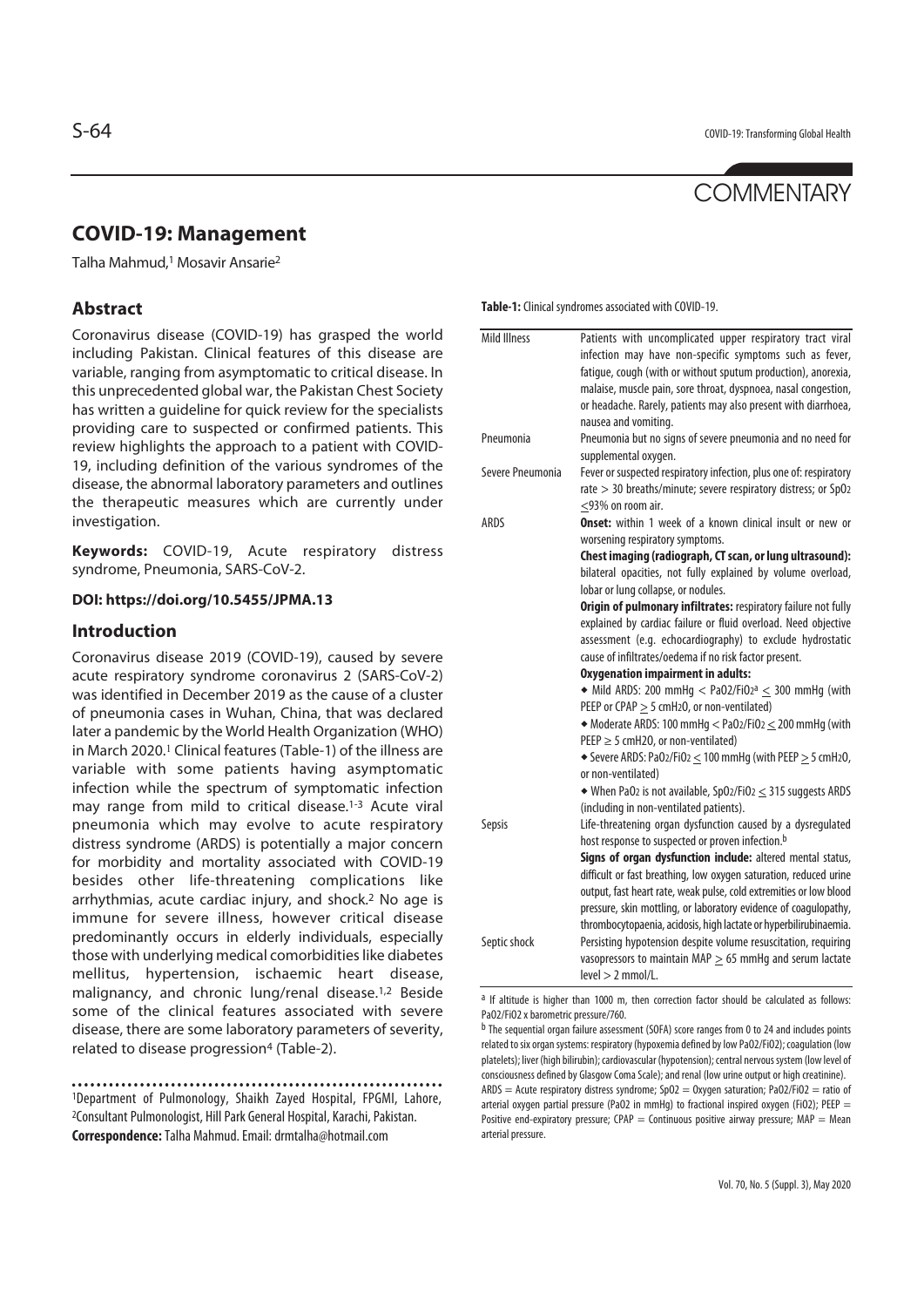COMMENTARY

# COVID-19: Management

Talha Mahmud,[1] Mosavir Ansarie[2]

## Abstract

Coronavirus disease (COVID-19) has grasped the world including Pakistan. Clinical features of this disease are variable, ranging from asymptomatic to critical disease. In this unprecedented global war, the Pakistan Chest Society has written a guideline for quick review for the specialists providing care to suspected or confirmed patients. This review highlights the approach to a patient with COVID-19, including definition of the various syndromes of the disease, the abnormal laboratory parameters and outlines the therapeutic measures which are currently under investigation.

**Keywords:** COVID-19, Acute respiratory distress syndrome, Pneumonia, SARS-CoV-2.

**DOI: https://doi.org/10.5455/JPMA.13**

## Introduction

Coronavirus disease 2019 (COVID-19), caused by severe acute respiratory syndrome coronavirus 2 (SARS-CoV-2) was identified in December 2019 as the cause of a cluster of pneumonia cases in Wuhan, China, that was declared later a pandemic by the World Health Organization (WHO) in March 2020.[1] Clinical features (Table-1) of the illness are variable with some patients having asymptomatic infection while the spectrum of symptomatic infection may range from mild to critical disease.[1-3] Acute viral pneumonia which may evolve to acute respiratory distress syndrome (ARDS) is potentially a major concern for morbidity and mortality associated with COVID-19 besides other life-threatening complications like arrhythmias, acute cardiac injury, and shock.[2] No age is immune for severe illness, however critical disease predominantly occurs in elderly individuals, especially those with underlying medical comorbidities like diabetes mellitus, hypertension, ischaemic heart disease, malignancy, and chronic lung/renal disease.[1,2] Beside some of the clinical features associated with severe disease, there are some laboratory parameters of severity, related to disease progression[4] (Table-2).

[1]Department of Pulmonology, Shaikh Zayed Hospital, FPGMI, Lahore, [2]Consultant Pulmonologist, Hill Park General Hospital, Karachi, Pakistan.
**Correspondence:** Talha Mahmud. Email: drmtalha@hotmail.com

**Table-1:** Clinical syndromes associated with COVID-19.

| | |
|---|---|
| Mild Illness | Patients with uncomplicated upper respiratory tract viral infection may have non-specific symptoms such as fever, fatigue, cough (with or without sputum production), anorexia, malaise, muscle pain, sore throat, dyspnoea, nasal congestion, or headache. Rarely, patients may also present with diarrhoea, nausea and vomiting. |
| Pneumonia | Pneumonia but no signs of severe pneumonia and no need for supplemental oxygen. |
| Severe Pneumonia | Fever or suspected respiratory infection, plus one of: respiratory rate > 30 breaths/minute; severe respiratory distress; or $SpO_2 \leq 93\%$ on room air. |
| ARDS | **Onset:** within 1 week of a known clinical insult or new or worsening respiratory symptoms. **Chest imaging (radiograph, CT scan, or lung ultrasound):** bilateral opacities, not fully explained by volume overload, lobar or lung collapse, or nodules. **Origin of pulmonary infiltrates:** respiratory failure not fully explained by cardiac failure or fluid overload. Need objective assessment (e.g. echocardiography) to exclude hydrostatic cause of infiltrates/oedema if no risk factor present. **Oxygenation impairment in adults:** ◆ Mild ARDS: 200 mmHg $< PaO_2/FiO_2$[a] $\leq 300$ mmHg (with PEEP or CPAP $\geq 5$ cmH2O, or non-ventilated) ◆ Moderate ARDS: 100 mmHg $< PaO_2/FiO_2 \leq 200$ mmHg (with PEEP $\geq 5$ cmH2O, or non-ventilated) ◆ Severe ARDS: $PaO_2/FiO_2 \leq 100$ mmHg (with PEEP $\geq 5$ cmH2O, or non-ventilated) ◆ When $PaO_2$ is not available, $SpO_2/FiO_2 \leq 315$ suggests ARDS (including in non-ventilated patients). |
| Sepsis | Life-threatening organ dysfunction caused by a dysregulated host response to suspected or proven infection.[b] **Signs of organ dysfunction include:** altered mental status, difficult or fast breathing, low oxygen saturation, reduced urine output, fast heart rate, weak pulse, cold extremities or low blood pressure, skin mottling, or laboratory evidence of coagulopathy, thrombocytopaenia, acidosis, high lactate or hyperbilirubinaemia. |
| Septic shock | Persisting hypotension despite volume resuscitation, requiring vasopressors to maintain MAP $\geq 65$ mmHg and serum lactate level > 2 mmol/L. |

[a] If altitude is higher than 1000 m, then correction factor should be calculated as follows: $PaO_2/FiO_2$ x barometric pressure/760.

[b] The sequential organ failure assessment (SOFA) score ranges from 0 to 24 and includes points related to six organ systems: respiratory (hypoxemia defined by low $PaO_2/FiO_2$); coagulation (low platelets); liver (high bilirubin); cardiovascular (hypotension); central nervous system (low level of consciousness defined by Glasgow Coma Scale); and renal (low urine output or high creatinine).

ARDS = Acute respiratory distress syndrome; $SpO_2$ = Oxygen saturation; $PaO_2/FiO_2$ = ratio of arterial oxygen partial pressure ($PaO_2$ in mmHg) to fractional inspired oxygen ($FiO_2$); PEEP = Positive end-expiratory pressure; CPAP = Continuous positive airway pressure; MAP = Mean arterial pressure.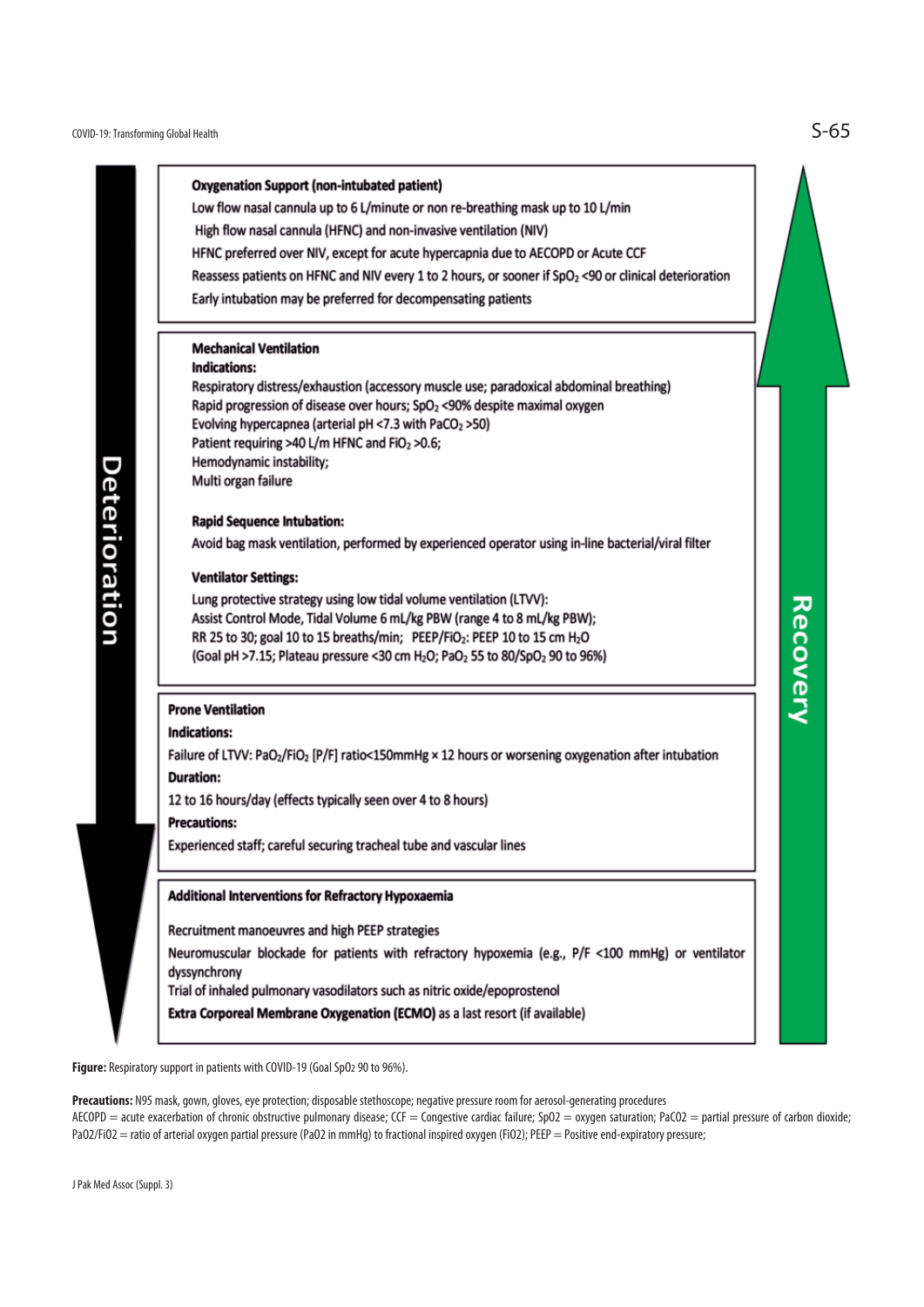**Deterioration** / **Recovery**

**Oxygenation Support (non-intubated patient)**

Low flow nasal cannula up to 6 L/minute or non re-breathing mask up to 10 L/min

High flow nasal cannula (HFNC) and non-invasive ventilation (NIV)

HFNC preferred over NIV, except for acute hypercapnia due to AECOPD or Acute CCF

Reassess patients on HFNC and NIV every 1 to 2 hours, or sooner if $SpO_2$ <90 or clinical deterioration

Early intubation may be preferred for decompensating patients

**Mechanical Ventilation**

**Indications:**

Respiratory distress/exhaustion (accessory muscle use; paradoxical abdominal breathing)

Rapid progression of disease over hours; $SpO_2$ <90% despite maximal oxygen

Evolving hypercapnea (arterial pH <7.3 with $PaCO_2$ >50)

Patient requiring >40 L/m HFNC and $FiO_2$ >0.6;

Hemodynamic instability;

Multi organ failure

**Rapid Sequence Intubation:**

Avoid bag mask ventilation, performed by experienced operator using in-line bacterial/viral filter

**Ventilator Settings:**

Lung protective strategy using low tidal volume ventilation (LTVV):

Assist Control Mode, Tidal Volume 6 mL/kg PBW (range 4 to 8 mL/kg PBW);

RR 25 to 30; goal 10 to 15 breaths/min; PEEP/$FiO_2$: PEEP 10 to 15 cm $H_2O$

(Goal pH >7.15; Plateau pressure <30 cm $H_2O$; $PaO_2$ 55 to 80/$SpO_2$ 90 to 96%)

**Prone Ventilation**

**Indications:**

Failure of LTVV: $PaO_2/FiO_2$ [P/F] ratio<150mmHg × 12 hours or worsening oxygenation after intubation

**Duration:**

12 to 16 hours/day (effects typically seen over 4 to 8 hours)

**Precautions:**

Experienced staff; careful securing tracheal tube and vascular lines

**Additional Interventions for Refractory Hypoxaemia**

Recruitment manoeuvres and high PEEP strategies

Neuromuscular blockade for patients with refractory hypoxemia (e.g., P/F <100 mmHg) or ventilator dyssynchrony

Trial of inhaled pulmonary vasodilators such as nitric oxide/epoprostenol

**Extra Corporeal Membrane Oxygenation (ECMO)** as a last resort (if available)

**Figure:** Respiratory support in patients with COVID-19 (Goal $SpO_2$ 90 to 96%).

**Precautions:** N95 mask, gown, gloves, eye protection; disposable stethoscope; negative pressure room for aerosol-generating procedures

AECOPD = acute exacerbation of chronic obstructive pulmonary disease; CCF = Congestive cardiac failure; $SpO_2$ = oxygen saturation; $PaCO_2$ = partial pressure of carbon dioxide; $PaO_2/FiO_2$ = ratio of arterial oxygen partial pressure ($PaO_2$ in mmHg) to fractional inspired oxygen ($FiO_2$); PEEP = Positive end-expiratory pressure;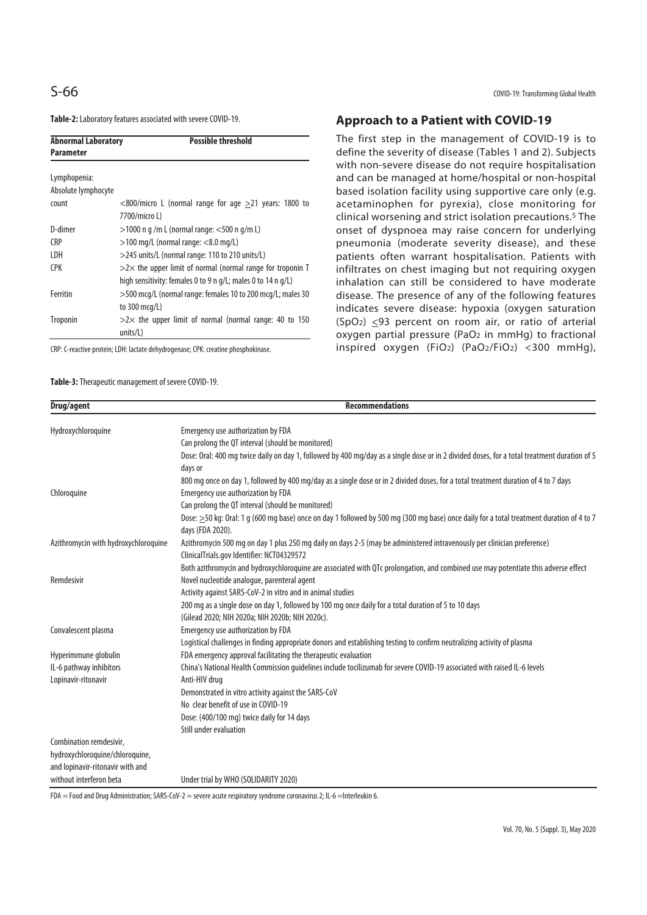**Table-2:** Laboratory features associated with severe COVID-19.

| Abnormal Laboratory Parameter | Possible threshold |
|---|---|
| Lymphopenia: Absolute lymphocyte count | <800/micro L (normal range for age ≥21 years: 1800 to 7700/micro L) |
| D-dimer | >1000 n g /m L (normal range: <500 n g/m L) |
| CRP | >100 mg/L (normal range: <8.0 mg/L) |
| LDH | >245 units/L (normal range: 110 to 210 units/L) |
| CPK | >2× the upper limit of normal (normal range for troponin T high sensitivity: females 0 to 9 n g/L; males 0 to 14 n g/L) |
| Ferritin | >500 mcg/L (normal range: females 10 to 200 mcg/L; males 30 to 300 mcg/L) |
| Troponin | >2× the upper limit of normal (normal range: 40 to 150 units/L) |

CRP: C-reactive protein; LDH: lactate dehydrogenase; CPK: creatine phosphokinase.

## Approach to a Patient with COVID-19

The first step in the management of COVID-19 is to define the severity of disease (Tables 1 and 2). Subjects with non-severe disease do not require hospitalisation and can be managed at home/hospital or non-hospital based isolation facility using supportive care only (e.g. acetaminophen for pyrexia), close monitoring for clinical worsening and strict isolation precautions.[5] The onset of dyspnoea may raise concern for underlying pneumonia (moderate severity disease), and these patients often warrant hospitalisation. Patients with infiltrates on chest imaging but not requiring oxygen inhalation can still be considered to have moderate disease. The presence of any of the following features indicates severe disease: hypoxia (oxygen saturation ($SpO_2$) ≤93 percent on room air, or ratio of arterial oxygen partial pressure ($PaO_2$ in mmHg) to fractional inspired oxygen ($FiO_2$) ($PaO_2/FiO_2$) <300 mmHg),

**Table-3:** Therapeutic management of severe COVID-19.

| Drug/agent | Recommendations |
|---|---|
| Hydroxychloroquine | Emergency use authorization by FDA<br>Can prolong the QT interval (should be monitored)<br>Dose: Oral: 400 mg twice daily on day 1, followed by 400 mg/day as a single dose or in 2 divided doses, for a total treatment duration of 5 days or<br>800 mg once on day 1, followed by 400 mg/day as a single dose or in 2 divided doses, for a total treatment duration of 4 to 7 days |
| Chloroquine | Emergency use authorization by FDA<br>Can prolong the QT interval (should be monitored)<br>Dose: ≥50 kg: Oral: 1 g (600 mg base) once on day 1 followed by 500 mg (300 mg base) once daily for a total treatment duration of 4 to 7 days (FDA 2020). |
| Azithromycin with hydroxychloroquine | Azithromycin 500 mg on day 1 plus 250 mg daily on days 2-5 (may be administered intravenously per clinician preference)<br>ClinicalTrials.gov Identifier: NCT04329572<br>Both azithromycin and hydroxychloroquine are associated with QTc prolongation, and combined use may potentiate this adverse effect |
| Remdesivir | Novel nucleotide analogue, parenteral agent<br>Activity against SARS-CoV-2 in vitro and in animal studies<br>200 mg as a single dose on day 1, followed by 100 mg once daily for a total duration of 5 to 10 days<br>(Gilead 2020; NIH 2020a; NIH 2020b; NIH 2020c). |
| Convalescent plasma | Emergency use authorization by FDA<br>Logistical challenges in finding appropriate donors and establishing testing to confirm neutralizing activity of plasma |
| Hyperimmune globulin | FDA emergency approval facilitating the therapeutic evaluation |
| IL-6 pathway inhibitors | China's National Health Commission guidelines include tocilizumab for severe COVID-19 associated with raised IL-6 levels |
| Lopinavir-ritonavir | Anti-HIV drug<br>Demonstrated in vitro activity against the SARS-CoV<br>No clear benefit of use in COVID-19<br>Dose: (400/100 mg) twice daily for 14 days<br>Still under evaluation |
| Combination remdesivir, hydroxychloroquine/chloroquine, and lopinavir-ritonavir with and without interferon beta | Under trial by WHO (SOLIDARITY 2020) |

FDA = Food and Drug Administration; SARS-CoV-2 = severe acute respiratory syndrome coronavirus 2; IL-6 = Interleukin 6.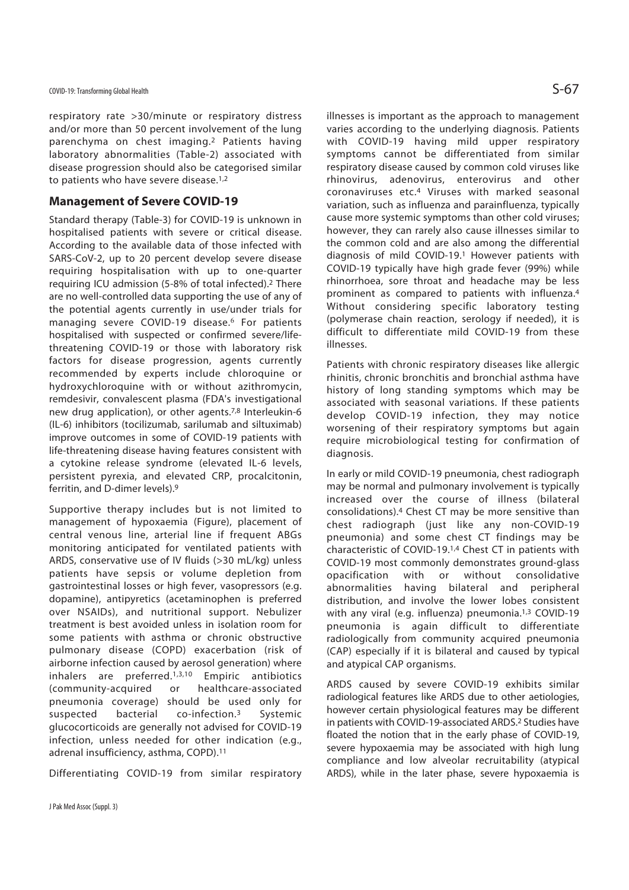respiratory rate >30/minute or respiratory distress and/or more than 50 percent involvement of the lung parenchyma on chest imaging.[2] Patients having laboratory abnormalities (Table-2) associated with disease progression should also be categorised similar to patients who have severe disease.[1,2]

## Management of Severe COVID-19

Standard therapy (Table-3) for COVID-19 is unknown in hospitalised patients with severe or critical disease. According to the available data of those infected with SARS-CoV-2, up to 20 percent develop severe disease requiring hospitalisation with up to one-quarter requiring ICU admission (5-8% of total infected).[2] There are no well-controlled data supporting the use of any of the potential agents currently in use/under trials for managing severe COVID-19 disease.[6] For patients hospitalised with suspected or confirmed severe/life-threatening COVID-19 or those with laboratory risk factors for disease progression, agents currently recommended by experts include chloroquine or hydroxychloroquine with or without azithromycin, remdesivir, convalescent plasma (FDA's investigational new drug application), or other agents.[7,8] Interleukin-6 (IL-6) inhibitors (tocilizumab, sarilumab and siltuximab) improve outcomes in some of COVID-19 patients with life-threatening disease having features consistent with a cytokine release syndrome (elevated IL-6 levels, persistent pyrexia, and elevated CRP, procalcitonin, ferritin, and D-dimer levels).[9]

Supportive therapy includes but is not limited to management of hypoxaemia (Figure), placement of central venous line, arterial line if frequent ABGs monitoring anticipated for ventilated patients with ARDS, conservative use of IV fluids (>30 mL/kg) unless patients have sepsis or volume depletion from gastrointestinal losses or high fever, vasopressors (e.g. dopamine), antipyretics (acetaminophen is preferred over NSAIDs), and nutritional support. Nebulizer treatment is best avoided unless in isolation room for some patients with asthma or chronic obstructive pulmonary disease (COPD) exacerbation (risk of airborne infection caused by aerosol generation) where inhalers are preferred.[1,3,10] Empiric antibiotics (community-acquired or healthcare-associated pneumonia coverage) should be used only for suspected bacterial co-infection.[3] Systemic glucocorticoids are generally not advised for COVID-19 infection, unless needed for other indication (e.g., adrenal insufficiency, asthma, COPD).[11]

Differentiating COVID-19 from similar respiratory illnesses is important as the approach to management varies according to the underlying diagnosis. Patients with COVID-19 having mild upper respiratory symptoms cannot be differentiated from similar respiratory disease caused by common cold viruses like rhinovirus, adenovirus, enterovirus and other coronaviruses etc.[4] Viruses with marked seasonal variation, such as influenza and parainfluenza, typically cause more systemic symptoms than other cold viruses; however, they can rarely also cause illnesses similar to the common cold and are also among the differential diagnosis of mild COVID-19.[1] However patients with COVID-19 typically have high grade fever (99%) while rhinorrhoea, sore throat and headache may be less prominent as compared to patients with influenza.[4] Without considering specific laboratory testing (polymerase chain reaction, serology if needed), it is difficult to differentiate mild COVID-19 from these illnesses.

Patients with chronic respiratory diseases like allergic rhinitis, chronic bronchitis and bronchial asthma have history of long standing symptoms which may be associated with seasonal variations. If these patients develop COVID-19 infection, they may notice worsening of their respiratory symptoms but again require microbiological testing for confirmation of diagnosis.

In early or mild COVID-19 pneumonia, chest radiograph may be normal and pulmonary involvement is typically increased over the course of illness (bilateral consolidations).[4] Chest CT may be more sensitive than chest radiograph (just like any non-COVID-19 pneumonia) and some chest CT findings may be characteristic of COVID-19.[1,4] Chest CT in patients with COVID-19 most commonly demonstrates ground-glass opacification with or without consolidative abnormalities having bilateral and peripheral distribution, and involve the lower lobes consistent with any viral (e.g. influenza) pneumonia.[1,3] COVID-19 pneumonia is again difficult to differentiate radiologically from community acquired pneumonia (CAP) especially if it is bilateral and caused by typical and atypical CAP organisms.

ARDS caused by severe COVID-19 exhibits similar radiological features like ARDS due to other aetiologies, however certain physiological features may be different in patients with COVID-19-associated ARDS.[2] Studies have floated the notion that in the early phase of COVID-19, severe hypoxaemia may be associated with high lung compliance and low alveolar recruitability (atypical ARDS), while in the later phase, severe hypoxaemia is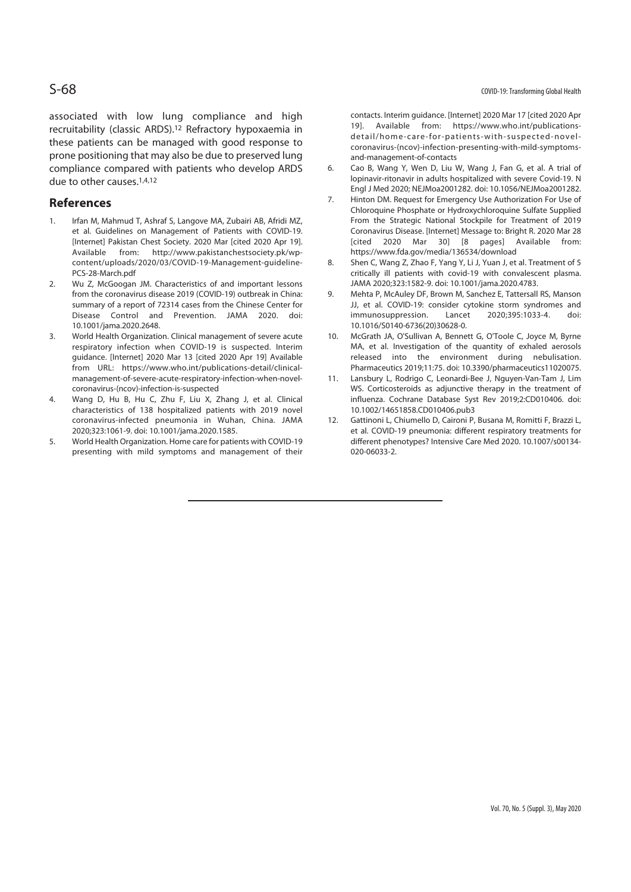associated with low lung compliance and high recruitability (classic ARDS).[12] Refractory hypoxaemia in these patients can be managed with good response to prone positioning that may also be due to preserved lung compliance compared with patients who develop ARDS due to other causes.[1,4,12]

## References

1. Irfan M, Mahmud T, Ashraf S, Langove MA, Zubairi AB, Afridi MZ, et al. Guidelines on Management of Patients with COVID-19. [Internet] Pakistan Chest Society. 2020 Mar [cited 2020 Apr 19]. Available from: http://www.pakistanchestsociety.pk/wp-content/uploads/2020/03/COVID-19-Management-guideline-PCS-28-March.pdf
2. Wu Z, McGoogan JM. Characteristics of and important lessons from the coronavirus disease 2019 (COVID-19) outbreak in China: summary of a report of 72314 cases from the Chinese Center for Disease Control and Prevention. JAMA 2020. doi: 10.1001/jama.2020.2648.
3. World Health Organization. Clinical management of severe acute respiratory infection when COVID-19 is suspected. Interim guidance. [Internet] 2020 Mar 13 [cited 2020 Apr 19] Available from URL: https://www.who.int/publications-detail/clinical-management-of-severe-acute-respiratory-infection-when-novel-coronavirus-(ncov)-infection-is-suspected
4. Wang D, Hu B, Hu C, Zhu F, Liu X, Zhang J, et al. Clinical characteristics of 138 hospitalized patients with 2019 novel coronavirus-infected pneumonia in Wuhan, China. JAMA 2020;323:1061-9. doi: 10.1001/jama.2020.1585.
5. World Health Organization. Home care for patients with COVID-19 presenting with mild symptoms and management of their contacts. Interim guidance. [Internet] 2020 Mar 17 [cited 2020 Apr 19]. Available from: https://www.who.int/publications-detail/home-care-for-patients-with-suspected-novel-coronavirus-(ncov)-infection-presenting-with-mild-symptoms-and-management-of-contacts
6. Cao B, Wang Y, Wen D, Liu W, Wang J, Fan G, et al. A trial of lopinavir-ritonavir in adults hospitalized with severe Covid-19. N Engl J Med 2020; NEJMoa2001282. doi: 10.1056/NEJMoa2001282.
7. Hinton DM. Request for Emergency Use Authorization For Use of Chloroquine Phosphate or Hydroxychloroquine Sulfate Supplied From the Strategic National Stockpile for Treatment of 2019 Coronavirus Disease. [Internet] Message to: Bright R. 2020 Mar 28 [cited 2020 Mar 30] [8 pages] Available from: https://www.fda.gov/media/136534/download
8. Shen C, Wang Z, Zhao F, Yang Y, Li J, Yuan J, et al. Treatment of 5 critically ill patients with covid-19 with convalescent plasma. JAMA 2020;323:1582-9. doi: 10.1001/jama.2020.4783.
9. Mehta P, McAuley DF, Brown M, Sanchez E, Tattersall RS, Manson JJ, et al. COVID-19: consider cytokine storm syndromes and immunosuppression. Lancet 2020;395:1033-4. doi: 10.1016/S0140-6736(20)30628-0.
10. McGrath JA, O'Sullivan A, Bennett G, O'Toole C, Joyce M, Byrne MA, et al. Investigation of the quantity of exhaled aerosols released into the environment during nebulisation. Pharmaceutics 2019;11:75. doi: 10.3390/pharmaceutics11020075.
11. Lansbury L, Rodrigo C, Leonardi-Bee J, Nguyen-Van-Tam J, Lim WS. Corticosteroids as adjunctive therapy in the treatment of influenza. Cochrane Database Syst Rev 2019;2:CD010406. doi: 10.1002/14651858.CD010406.pub3
12. Gattinoni L, Chiumello D, Caironi P, Busana M, Romitti F, Brazzi L, et al. COVID-19 pneumonia: different respiratory treatments for different phenotypes? Intensive Care Med 2020. 10.1007/s00134-020-06033-2.